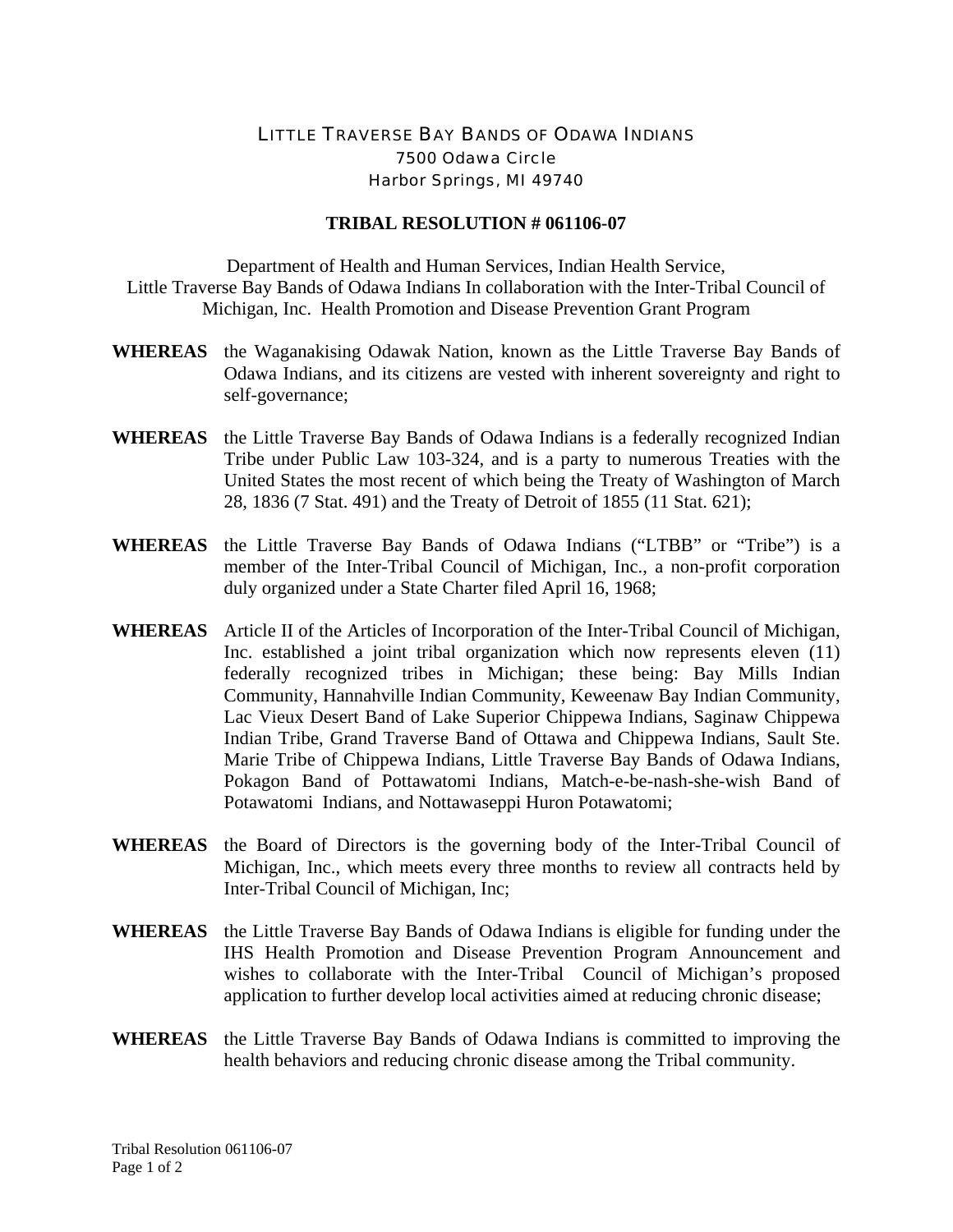LITTLE TRAVERSE BAY BANDS OF ODAWA INDIANS
7500 Odawa Circle
Harbor Springs, MI 49740

**TRIBAL RESOLUTION # 061106-07**

Department of Health and Human Services, Indian Health Service,
Little Traverse Bay Bands of Odawa Indians In collaboration with the Inter-Tribal Council of Michigan, Inc. Health Promotion and Disease Prevention Grant Program

**WHEREAS** the Waganakising Odawak Nation, known as the Little Traverse Bay Bands of Odawa Indians, and its citizens are vested with inherent sovereignty and right to self-governance;

**WHEREAS** the Little Traverse Bay Bands of Odawa Indians is a federally recognized Indian Tribe under Public Law 103-324, and is a party to numerous Treaties with the United States the most recent of which being the Treaty of Washington of March 28, 1836 (7 Stat. 491) and the Treaty of Detroit of 1855 (11 Stat. 621);

**WHEREAS** the Little Traverse Bay Bands of Odawa Indians ("LTBB" or "Tribe") is a member of the Inter-Tribal Council of Michigan, Inc., a non-profit corporation duly organized under a State Charter filed April 16, 1968;

**WHEREAS** Article II of the Articles of Incorporation of the Inter-Tribal Council of Michigan, Inc. established a joint tribal organization which now represents eleven (11) federally recognized tribes in Michigan; these being: Bay Mills Indian Community, Hannahville Indian Community, Keweenaw Bay Indian Community, Lac Vieux Desert Band of Lake Superior Chippewa Indians, Saginaw Chippewa Indian Tribe, Grand Traverse Band of Ottawa and Chippewa Indians, Sault Ste. Marie Tribe of Chippewa Indians, Little Traverse Bay Bands of Odawa Indians, Pokagon Band of Pottawatomi Indians, Match-e-be-nash-she-wish Band of Potawatomi Indians, and Nottawaseppi Huron Potawatomi;

**WHEREAS** the Board of Directors is the governing body of the Inter-Tribal Council of Michigan, Inc., which meets every three months to review all contracts held by Inter-Tribal Council of Michigan, Inc;

**WHEREAS** the Little Traverse Bay Bands of Odawa Indians is eligible for funding under the IHS Health Promotion and Disease Prevention Program Announcement and wishes to collaborate with the Inter-Tribal Council of Michigan's proposed application to further develop local activities aimed at reducing chronic disease;

**WHEREAS** the Little Traverse Bay Bands of Odawa Indians is committed to improving the health behaviors and reducing chronic disease among the Tribal community.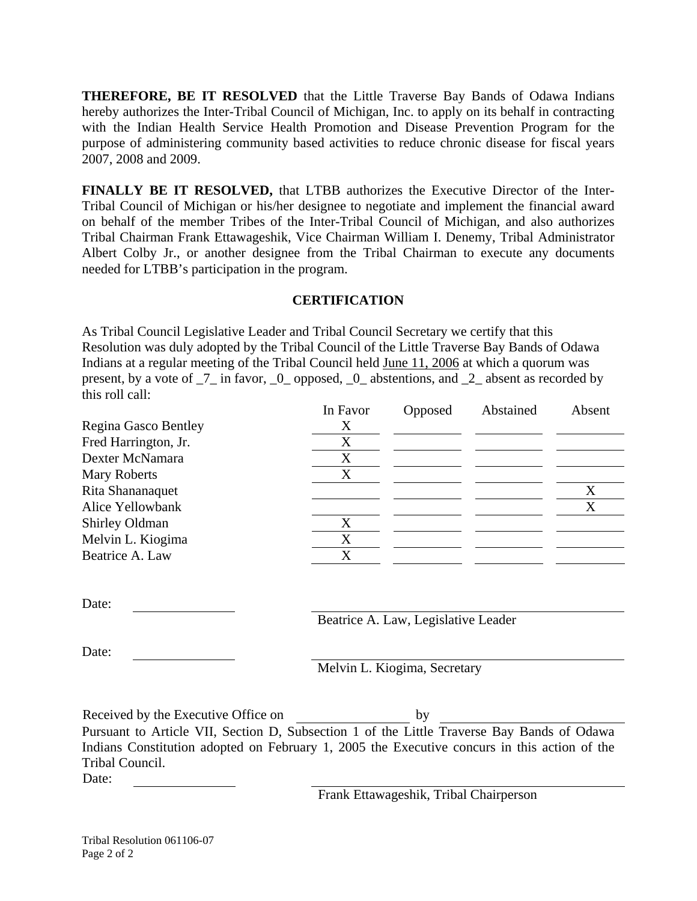**THEREFORE, BE IT RESOLVED** that the Little Traverse Bay Bands of Odawa Indians hereby authorizes the Inter-Tribal Council of Michigan, Inc. to apply on its behalf in contracting with the Indian Health Service Health Promotion and Disease Prevention Program for the purpose of administering community based activities to reduce chronic disease for fiscal years 2007, 2008 and 2009.

**FINALLY BE IT RESOLVED,** that LTBB authorizes the Executive Director of the Inter-Tribal Council of Michigan or his/her designee to negotiate and implement the financial award on behalf of the member Tribes of the Inter-Tribal Council of Michigan, and also authorizes Tribal Chairman Frank Ettawageshik, Vice Chairman William I. Denemy, Tribal Administrator Albert Colby Jr., or another designee from the Tribal Chairman to execute any documents needed for LTBB's participation in the program.

## CERTIFICATION

As Tribal Council Legislative Leader and Tribal Council Secretary we certify that this Resolution was duly adopted by the Tribal Council of the Little Traverse Bay Bands of Odawa Indians at a regular meeting of the Tribal Council held June 11, 2006 at which a quorum was present, by a vote of _7_ in favor, _0_ opposed, _0_ abstentions, and _2_ absent as recorded by this roll call:

| | In Favor | Opposed | Abstained | Absent |
|---|---|---|---|---|
| Regina Gasco Bentley | X | | | |
| Fred Harrington, Jr. | X | | | |
| Dexter McNamara | X | | | |
| Mary Roberts | X | | | |
| Rita Shananaquet | | | | X |
| Alice Yellowbank | | | | X |
| Shirley Oldman | X | | | |
| Melvin L. Kiogima | X | | | |
| Beatrice A. Law | X | | | |

Date: ______________ ______________________________
Beatrice A. Law, Legislative Leader

Date: ______________ ______________________________
Melvin L. Kiogima, Secretary

Received by the Executive Office on ______________ by ______________________

Pursuant to Article VII, Section D, Subsection 1 of the Little Traverse Bay Bands of Odawa Indians Constitution adopted on February 1, 2005 the Executive concurs in this action of the Tribal Council.

Date: ______________ ______________________________
Frank Ettawageshik, Tribal Chairperson

Tribal Resolution 061106-07